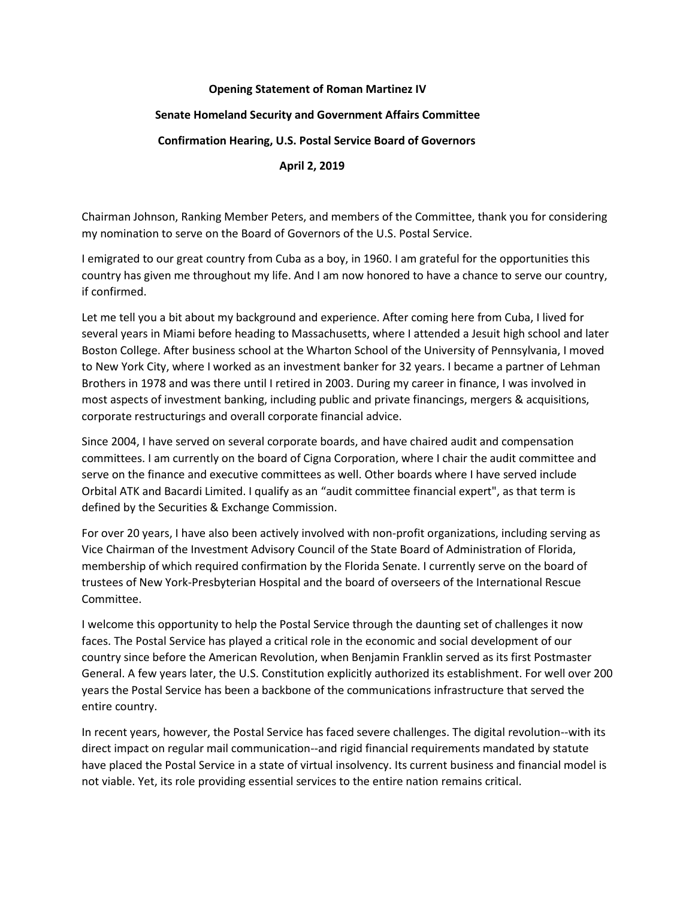**Opening Statement of Roman Martinez IV**

**Senate Homeland Security and Government Affairs Committee**

**Confirmation Hearing, U.S. Postal Service Board of Governors**

**April 2, 2019**

Chairman Johnson, Ranking Member Peters, and members of the Committee, thank you for considering my nomination to serve on the Board of Governors of the U.S. Postal Service.

I emigrated to our great country from Cuba as a boy, in 1960. I am grateful for the opportunities this country has given me throughout my life. And I am now honored to have a chance to serve our country, if confirmed.

Let me tell you a bit about my background and experience. After coming here from Cuba, I lived for several years in Miami before heading to Massachusetts, where I attended a Jesuit high school and later Boston College. After business school at the Wharton School of the University of Pennsylvania, I moved to New York City, where I worked as an investment banker for 32 years. I became a partner of Lehman Brothers in 1978 and was there until I retired in 2003. During my career in finance, I was involved in most aspects of investment banking, including public and private financings, mergers & acquisitions, corporate restructurings and overall corporate financial advice.

Since 2004, I have served on several corporate boards, and have chaired audit and compensation committees. I am currently on the board of Cigna Corporation, where I chair the audit committee and serve on the finance and executive committees as well. Other boards where I have served include Orbital ATK and Bacardi Limited. I qualify as an "audit committee financial expert", as that term is defined by the Securities & Exchange Commission.

For over 20 years, I have also been actively involved with non-profit organizations, including serving as Vice Chairman of the Investment Advisory Council of the State Board of Administration of Florida, membership of which required confirmation by the Florida Senate. I currently serve on the board of trustees of New York-Presbyterian Hospital and the board of overseers of the International Rescue Committee.

I welcome this opportunity to help the Postal Service through the daunting set of challenges it now faces. The Postal Service has played a critical role in the economic and social development of our country since before the American Revolution, when Benjamin Franklin served as its first Postmaster General. A few years later, the U.S. Constitution explicitly authorized its establishment. For well over 200 years the Postal Service has been a backbone of the communications infrastructure that served the entire country.

In recent years, however, the Postal Service has faced severe challenges. The digital revolution--with its direct impact on regular mail communication--and rigid financial requirements mandated by statute have placed the Postal Service in a state of virtual insolvency. Its current business and financial model is not viable. Yet, its role providing essential services to the entire nation remains critical.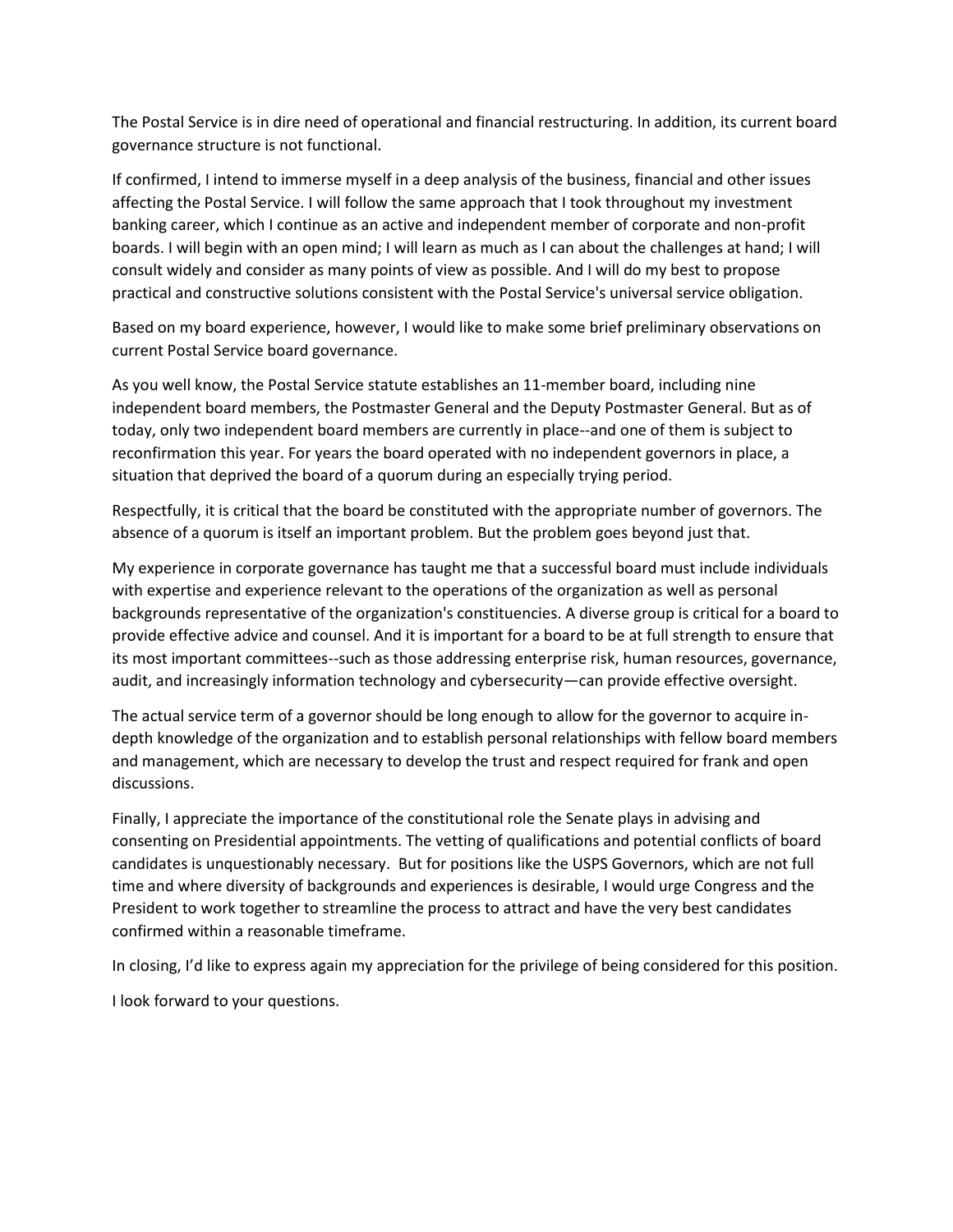The Postal Service is in dire need of operational and financial restructuring. In addition, its current board governance structure is not functional.

If confirmed, I intend to immerse myself in a deep analysis of the business, financial and other issues affecting the Postal Service. I will follow the same approach that I took throughout my investment banking career, which I continue as an active and independent member of corporate and non-profit boards. I will begin with an open mind; I will learn as much as I can about the challenges at hand; I will consult widely and consider as many points of view as possible. And I will do my best to propose practical and constructive solutions consistent with the Postal Service's universal service obligation.

Based on my board experience, however, I would like to make some brief preliminary observations on current Postal Service board governance.

As you well know, the Postal Service statute establishes an 11-member board, including nine independent board members, the Postmaster General and the Deputy Postmaster General. But as of today, only two independent board members are currently in place--and one of them is subject to reconfirmation this year. For years the board operated with no independent governors in place, a situation that deprived the board of a quorum during an especially trying period.

Respectfully, it is critical that the board be constituted with the appropriate number of governors. The absence of a quorum is itself an important problem. But the problem goes beyond just that.

My experience in corporate governance has taught me that a successful board must include individuals with expertise and experience relevant to the operations of the organization as well as personal backgrounds representative of the organization's constituencies. A diverse group is critical for a board to provide effective advice and counsel. And it is important for a board to be at full strength to ensure that its most important committees--such as those addressing enterprise risk, human resources, governance, audit, and increasingly information technology and cybersecurity—can provide effective oversight.

The actual service term of a governor should be long enough to allow for the governor to acquire in-depth knowledge of the organization and to establish personal relationships with fellow board members and management, which are necessary to develop the trust and respect required for frank and open discussions.

Finally, I appreciate the importance of the constitutional role the Senate plays in advising and consenting on Presidential appointments. The vetting of qualifications and potential conflicts of board candidates is unquestionably necessary. But for positions like the USPS Governors, which are not full time and where diversity of backgrounds and experiences is desirable, I would urge Congress and the President to work together to streamline the process to attract and have the very best candidates confirmed within a reasonable timeframe.

In closing, I'd like to express again my appreciation for the privilege of being considered for this position.

I look forward to your questions.